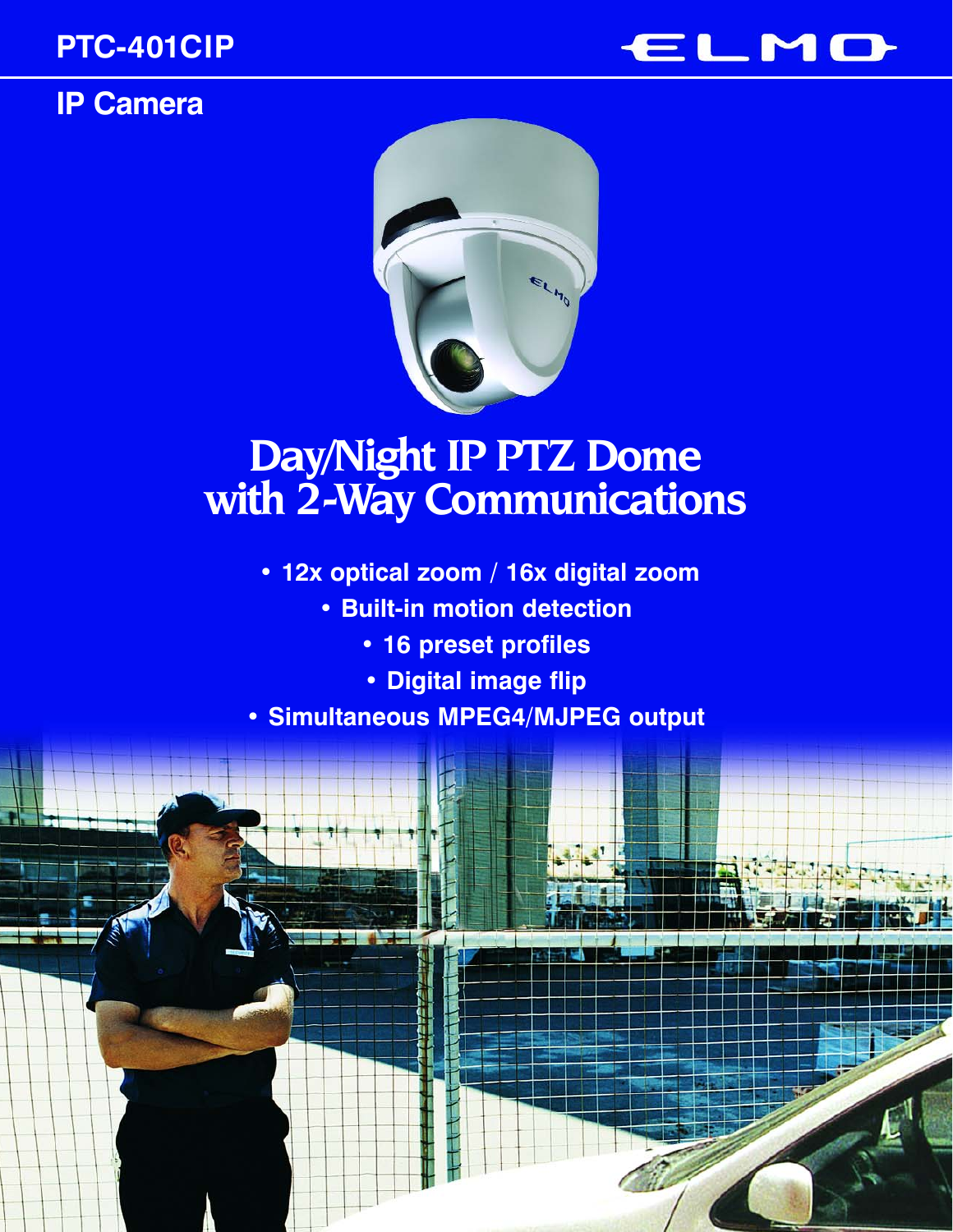PTC-401CIP

ELMO

## IP Camera

# Day/Night IP PTZ Dome with 2-Way Communications

- 12x optical zoom / 16x digital zoom
- Built-in motion detection
- 16 preset profiles
- Digital image flip
- Simultaneous MPEG4/MJPEG output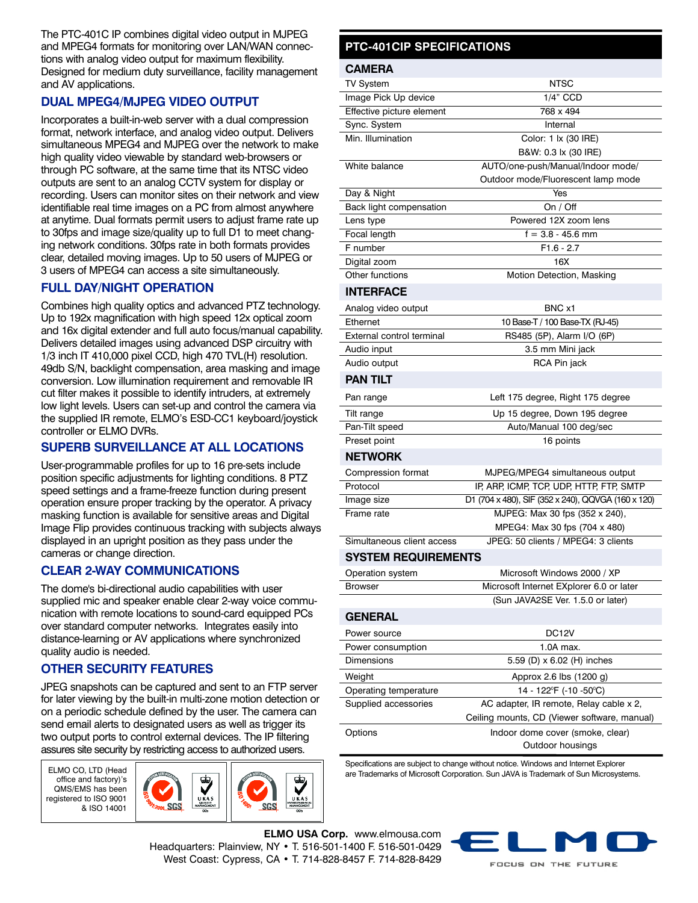The PTC-401C IP combines digital video output in MJPEG and MPEG4 formats for monitoring over LAN/WAN connections with analog video output for maximum flexibility. Designed for medium duty surveillance, facility management and AV applications.

## DUAL MPEG4/MJPEG VIDEO OUTPUT

Incorporates a built-in-web server with a dual compression format, network interface, and analog video output. Delivers simultaneous MPEG4 and MJPEG over the network to make high quality video viewable by standard web-browsers or through PC software, at the same time that its NTSC video outputs are sent to an analog CCTV system for display or recording. Users can monitor sites on their network and view identifiable real time images on a PC from almost anywhere at anytime. Dual formats permit users to adjust frame rate up to 30fps and image size/quality up to full D1 to meet changing network conditions. 30fps rate in both formats provides clear, detailed moving images. Up to 50 users of MJPEG or 3 users of MPEG4 can access a site simultaneously.

## FULL DAY/NIGHT OPERATION

Combines high quality optics and advanced PTZ technology. Up to 192x magnification with high speed 12x optical zoom and 16x digital extender and full auto focus/manual capability. Delivers detailed images using advanced DSP circuitry with 1/3 inch IT 410,000 pixel CCD, high 470 TVL(H) resolution. 49db S/N, backlight compensation, area masking and image conversion. Low illumination requirement and removable IR cut filter makes it possible to identify intruders, at extremely low light levels. Users can set-up and control the camera via the supplied IR remote, ELMO's ESD-CC1 keyboard/joystick controller or ELMO DVRs.

## SUPERB SURVEILLANCE AT ALL LOCATIONS

User-programmable profiles for up to 16 pre-sets include position specific adjustments for lighting conditions. 8 PTZ speed settings and a frame-freeze function during present operation ensure proper tracking by the operator. A privacy masking function is available for sensitive areas and Digital Image Flip provides continuous tracking with subjects always displayed in an upright position as they pass under the cameras or change direction.

## CLEAR 2-WAY COMMUNICATIONS

The dome's bi-directional audio capabilities with user supplied mic and speaker enable clear 2-way voice communication with remote locations to sound-card equipped PCs over standard computer networks. Integrates easily into distance-learning or AV applications where synchronized quality audio is needed.

## OTHER SECURITY FEATURES

JPEG snapshots can be captured and sent to an FTP server for later viewing by the built-in multi-zone motion detection or on a periodic schedule defined by the user. The camera can send email alerts to designated users as well as trigger its two output ports to control external devices. The IP filtering assures site security by restricting access to authorized users.

ELMO CO, LTD (Head office and factory)'s QMS/EMS has been registered to ISO 9001 & ISO 14001

## PTC-401CIP SPECIFICATIONS

| | |
|---|---|
| **CAMERA** | |
| TV System | NTSC |
| Image Pick Up device | 1/4" CCD |
| Effective picture element | 768 x 494 |
| Sync. System | Internal |
| Min. Illumination | Color: 1 lx (30 IRE)<br>B&W: 0.3 lx (30 IRE) |
| White balance | AUTO/one-push/Manual/Indoor mode/<br>Outdoor mode/Fluorescent lamp mode |
| Day & Night | Yes |
| Back light compensation | On / Off |
| Lens type | Powered 12X zoom lens |
| Focal length | f = 3.8 - 45.6 mm |
| F number | F1.6 - 2.7 |
| Digital zoom | 16X |
| Other functions | Motion Detection, Masking |
| **INTERFACE** | |
| Analog video output | BNC x1 |
| Ethernet | 10 Base-T / 100 Base-TX (RJ-45) |
| External control terminal | RS485 (5P), Alarm I/O (6P) |
| Audio input | 3.5 mm Mini jack |
| Audio output | RCA Pin jack |
| **PAN TILT** | |
| Pan range | Left 175 degree, Right 175 degree |
| Tilt range | Up 15 degree, Down 195 degree |
| Pan-Tilt speed | Auto/Manual 100 deg/sec |
| Preset point | 16 points |
| **NETWORK** | |
| Compression format | MJPEG/MPEG4 simultaneous output |
| Protocol | IP, ARP, ICMP, TCP, UDP, HTTP, FTP, SMTP |
| Image size | D1 (704 x 480), SIF (352 x 240), QQVGA (160 x 120) |
| Frame rate | MJPEG: Max 30 fps (352 x 240),<br>MPEG4: Max 30 fps (704 x 480) |
| Simultaneous client access | JPEG: 50 clients / MPEG4: 3 clients |
| **SYSTEM REQUIREMENTS** | |
| Operation system | Microsoft Windows 2000 / XP |
| Browser | Microsoft Internet EXplorer 6.0 or later<br>(Sun JAVA2SE Ver. 1.5.0 or later) |
| **GENERAL** | |
| Power source | DC12V |
| Power consumption | 1.0A max. |
| Dimensions | 5.59 (D) x 6.02 (H) inches |
| Weight | Approx 2.6 lbs (1200 g) |
| Operating temperature | 14 - 122°F (-10 -50°C) |
| Supplied accessories | AC adapter, IR remote, Relay cable x 2,<br>Ceiling mounts, CD (Viewer software, manual) |
| Options | Indoor dome cover (smoke, clear)<br>Outdoor housings |

Specifications are subject to change without notice. Windows and Internet Explorer are Trademarks of Microsoft Corporation. Sun JAVA is Trademark of Sun Microsystems.

**ELMO USA Corp.** www.elmousa.com
Headquarters: Plainview, NY • T. 516-501-1400 F. 516-501-0429
West Coast: Cypress, CA • T. 714-828-8457 F. 714-828-8429

ELMO
FOCUS ON THE FUTURE